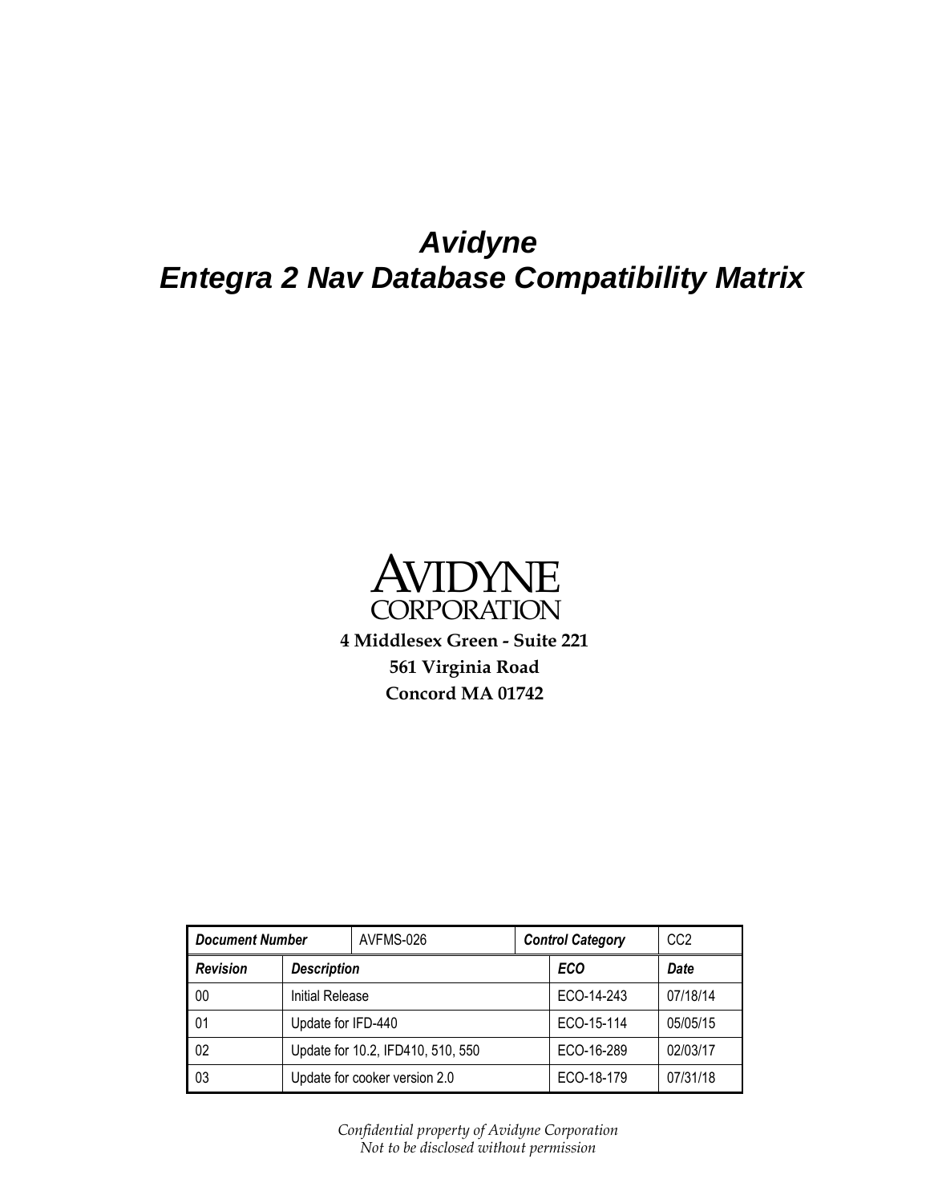# *Avidyne*
# *Entegra 2 Nav Database Compatibility Matrix*

AVIDYNE
CORPORATION

**4 Middlesex Green - Suite 221**
**561 Virginia Road**
**Concord MA 01742**

| ***Document Number*** | AVFMS-026 | ***Control Category*** | CC2 |
|---|---|---|---|
| ***Revision*** | ***Description*** | ***ECO*** | ***Date*** |
| 00 | Initial Release | ECO-14-243 | 07/18/14 |
| 01 | Update for IFD-440 | ECO-15-114 | 05/05/15 |
| 02 | Update for 10.2, IFD410, 510, 550 | ECO-16-289 | 02/03/17 |
| 03 | Update for cooker version 2.0 | ECO-18-179 | 07/31/18 |

*Confidential property of Avidyne Corporation*
*Not to be disclosed without permission*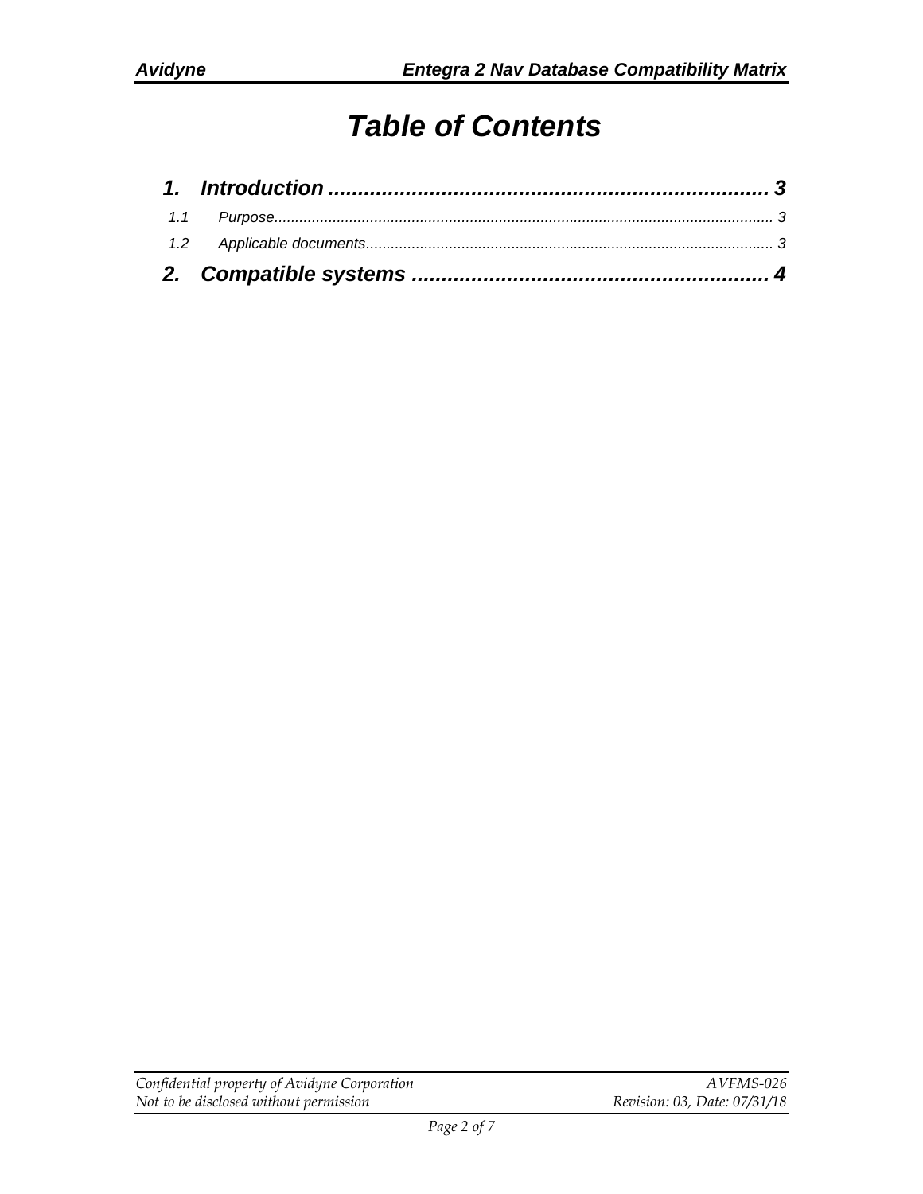# *Table of Contents*

**1. Introduction ........................................................................ 3**

1.1 Purpose........................................................................................................................ 3

1.2 Applicable documents................................................................................................. 3

**2. Compatible systems .......................................................... 4**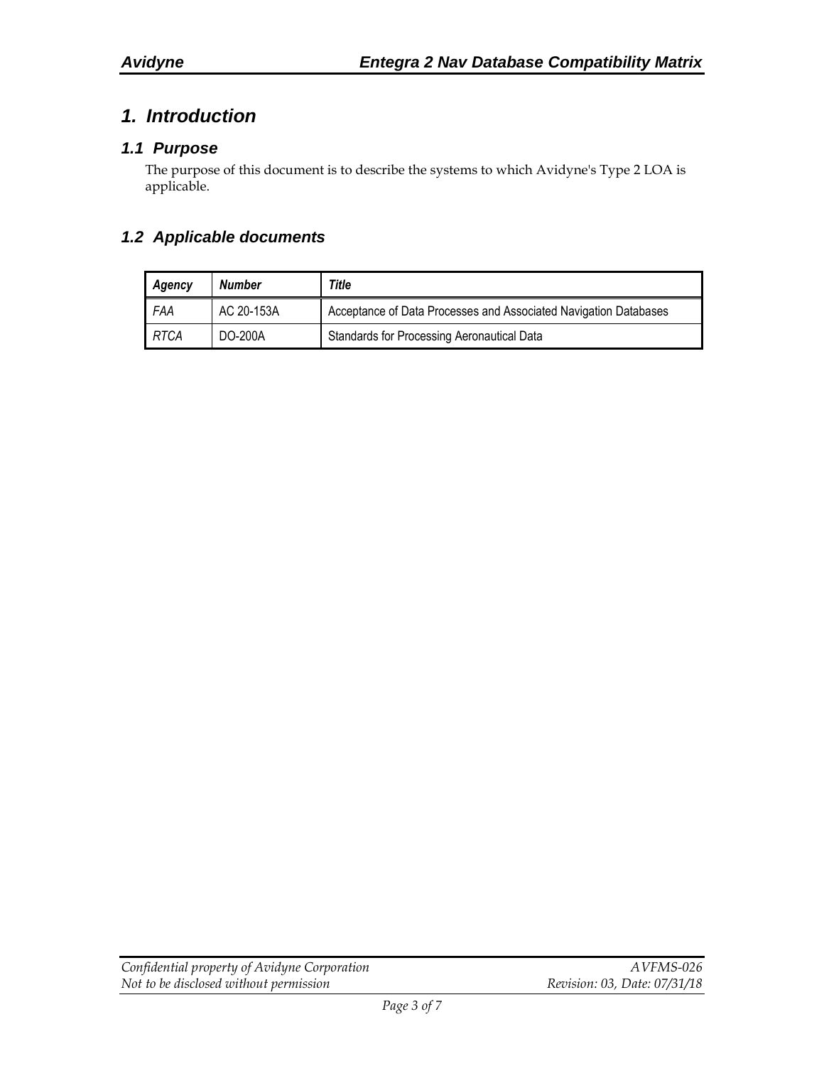# *1. Introduction*

## *1.1 Purpose*

The purpose of this document is to describe the systems to which Avidyne's Type 2 LOA is applicable.

## *1.2 Applicable documents*

| *Agency* | *Number* | *Title* |
| --- | --- | --- |
| *FAA* | AC 20-153A | Acceptance of Data Processes and Associated Navigation Databases |
| *RTCA* | DO-200A | Standards for Processing Aeronautical Data |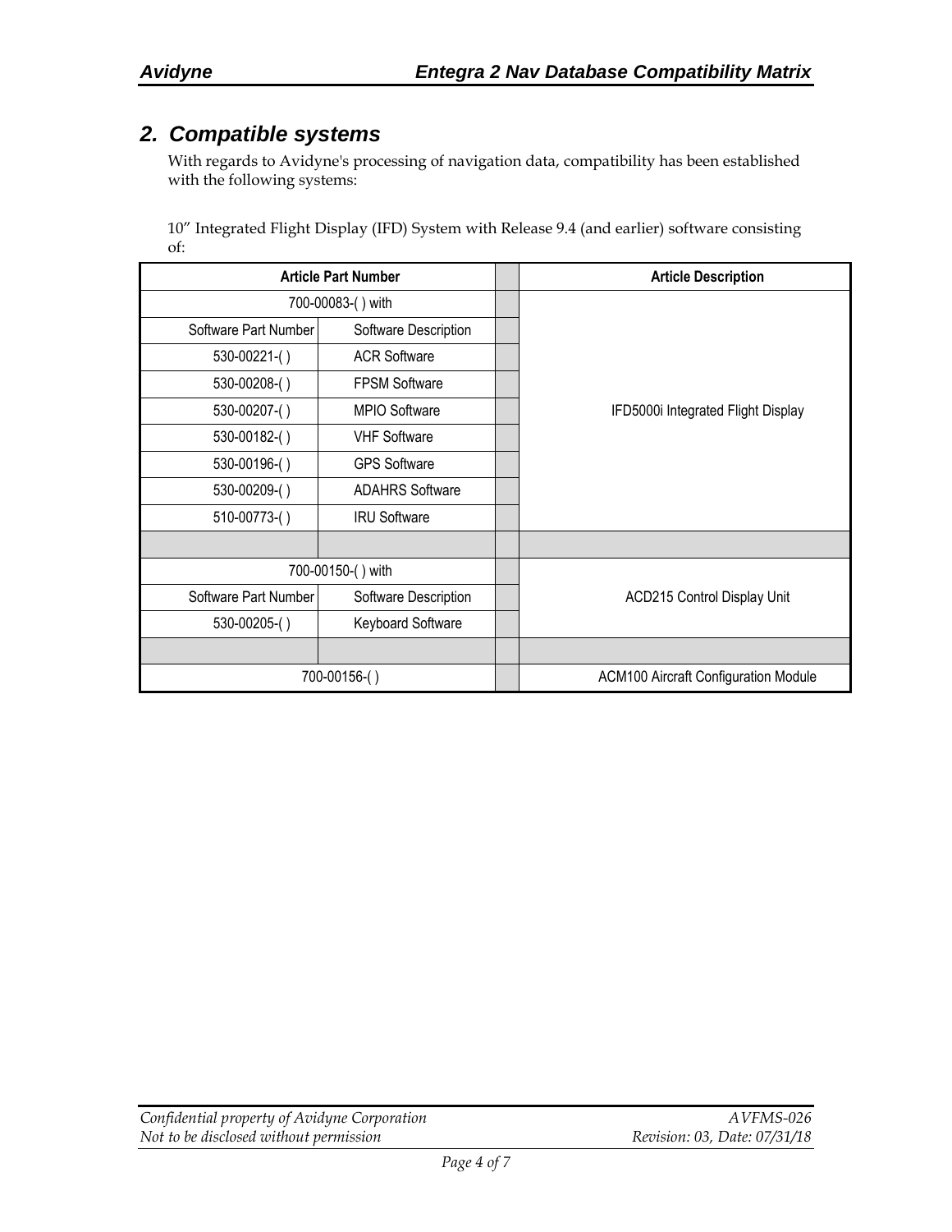## 2. Compatible systems

With regards to Avidyne's processing of navigation data, compatibility has been established with the following systems:

10" Integrated Flight Display (IFD) System with Release 9.4 (and earlier) software consisting of:

| Article Part Number | | | Article Description |
|---|---|---|---|
| 700-00083-( ) with | | | IFD5000i Integrated Flight Display |
| Software Part Number | Software Description | | |
| 530-00221-( ) | ACR Software | | |
| 530-00208-( ) | FPSM Software | | |
| 530-00207-( ) | MPIO Software | | |
| 530-00182-( ) | VHF Software | | |
| 530-00196-( ) | GPS Software | | |
| 530-00209-( ) | ADAHRS Software | | |
| 510-00773-( ) | IRU Software | | |
| | | | |
| 700-00150-( ) with | | | ACD215 Control Display Unit |
| Software Part Number | Software Description | | |
| 530-00205-( ) | Keyboard Software | | |
| | | | |
| 700-00156-( ) | | | ACM100 Aircraft Configuration Module |

*Confidential property of Avidyne Corporation*
*Not to be disclosed without permission*

*AVFMS-026*
*Revision: 03, Date: 07/31/18*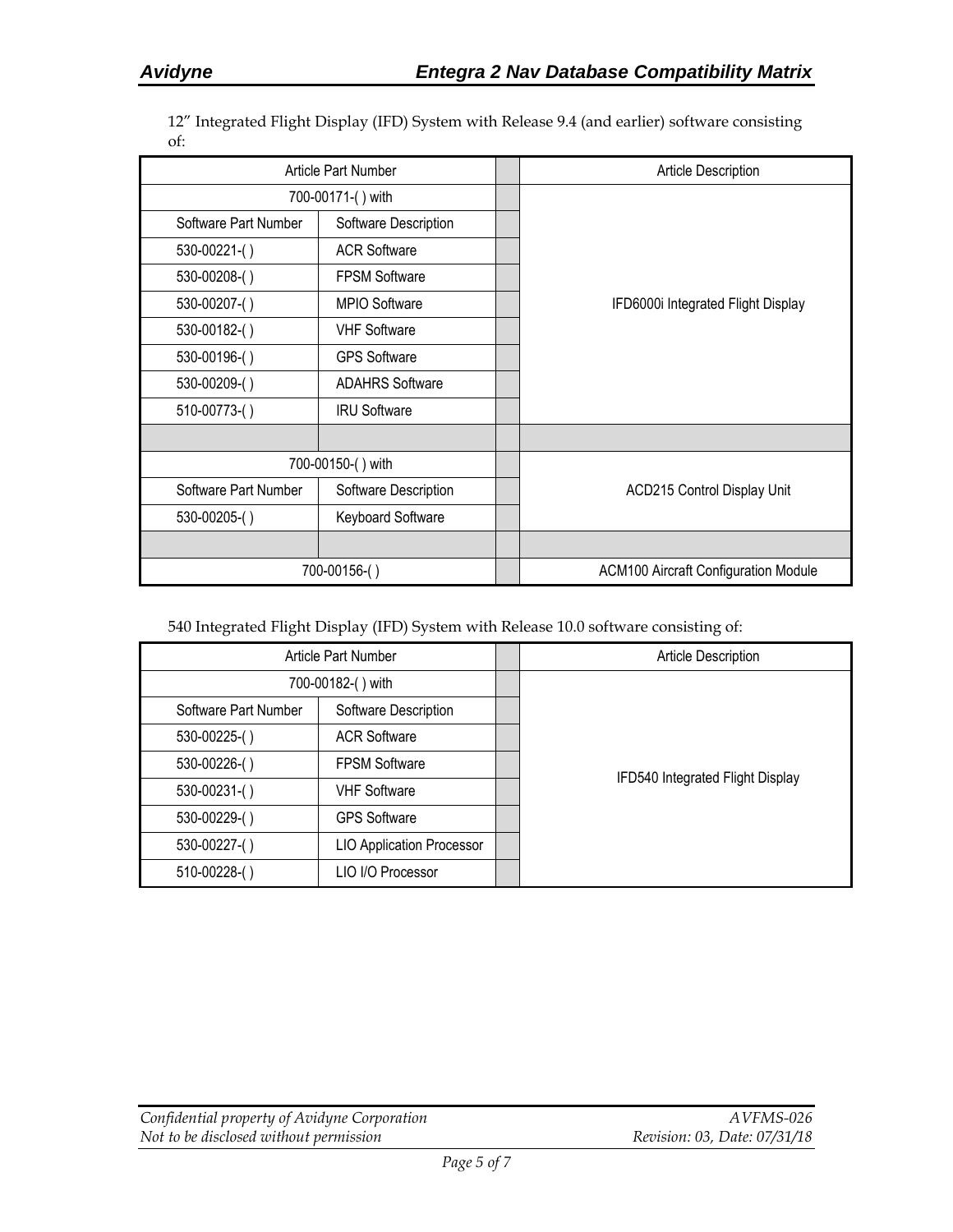12" Integrated Flight Display (IFD) System with Release 9.4 (and earlier) software consisting of:

| Article Part Number | | | Article Description |
|---|---|---|---|
| 700-00171-( ) with | | | IFD6000i Integrated Flight Display |
| Software Part Number | Software Description | | |
| 530-00221-( ) | ACR Software | | |
| 530-00208-( ) | FPSM Software | | |
| 530-00207-( ) | MPIO Software | | |
| 530-00182-( ) | VHF Software | | |
| 530-00196-( ) | GPS Software | | |
| 530-00209-( ) | ADAHRS Software | | |
| 510-00773-( ) | IRU Software | | |
| | | | |
| 700-00150-( ) with | | | ACD215 Control Display Unit |
| Software Part Number | Software Description | | |
| 530-00205-( ) | Keyboard Software | | |
| | | | |
| 700-00156-( ) | | | ACM100 Aircraft Configuration Module |

540 Integrated Flight Display (IFD) System with Release 10.0 software consisting of:

| Article Part Number | | | Article Description |
|---|---|---|---|
| 700-00182-( ) with | | | IFD540 Integrated Flight Display |
| Software Part Number | Software Description | | |
| 530-00225-( ) | ACR Software | | |
| 530-00226-( ) | FPSM Software | | |
| 530-00231-( ) | VHF Software | | |
| 530-00229-( ) | GPS Software | | |
| 530-00227-( ) | LIO Application Processor | | |
| 510-00228-( ) | LIO I/O Processor | | |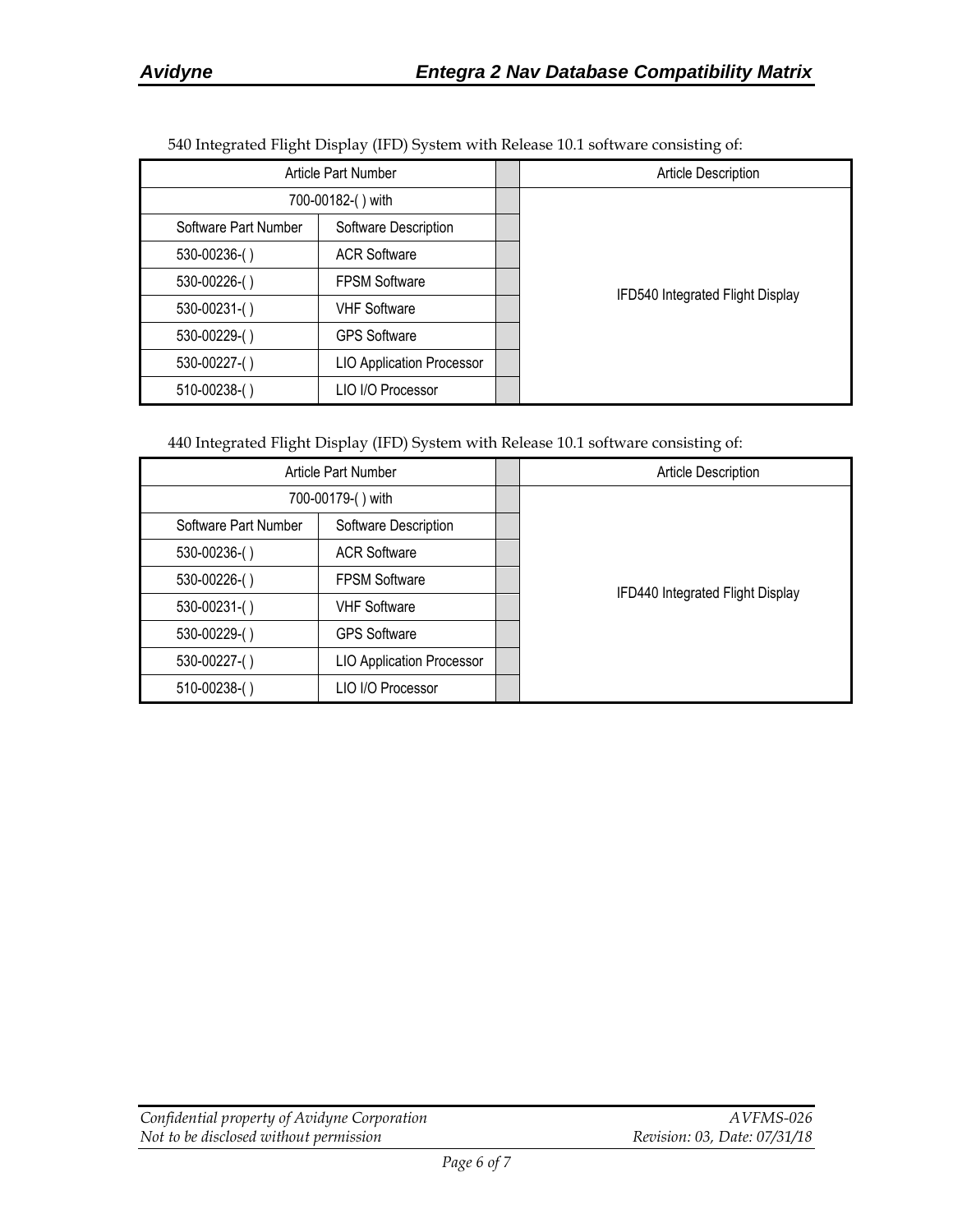540 Integrated Flight Display (IFD) System with Release 10.1 software consisting of:

| Article Part Number | | | Article Description |
|---|---|---|---|
| 700-00182-( ) with | | | IFD540 Integrated Flight Display |
| Software Part Number | Software Description | | |
| 530-00236-( ) | ACR Software | | |
| 530-00226-( ) | FPSM Software | | |
| 530-00231-( ) | VHF Software | | |
| 530-00229-( ) | GPS Software | | |
| 530-00227-( ) | LIO Application Processor | | |
| 510-00238-( ) | LIO I/O Processor | | |

440 Integrated Flight Display (IFD) System with Release 10.1 software consisting of:

| Article Part Number | | | Article Description |
|---|---|---|---|
| 700-00179-( ) with | | | IFD440 Integrated Flight Display |
| Software Part Number | Software Description | | |
| 530-00236-( ) | ACR Software | | |
| 530-00226-( ) | FPSM Software | | |
| 530-00231-( ) | VHF Software | | |
| 530-00229-( ) | GPS Software | | |
| 530-00227-( ) | LIO Application Processor | | |
| 510-00238-( ) | LIO I/O Processor | | |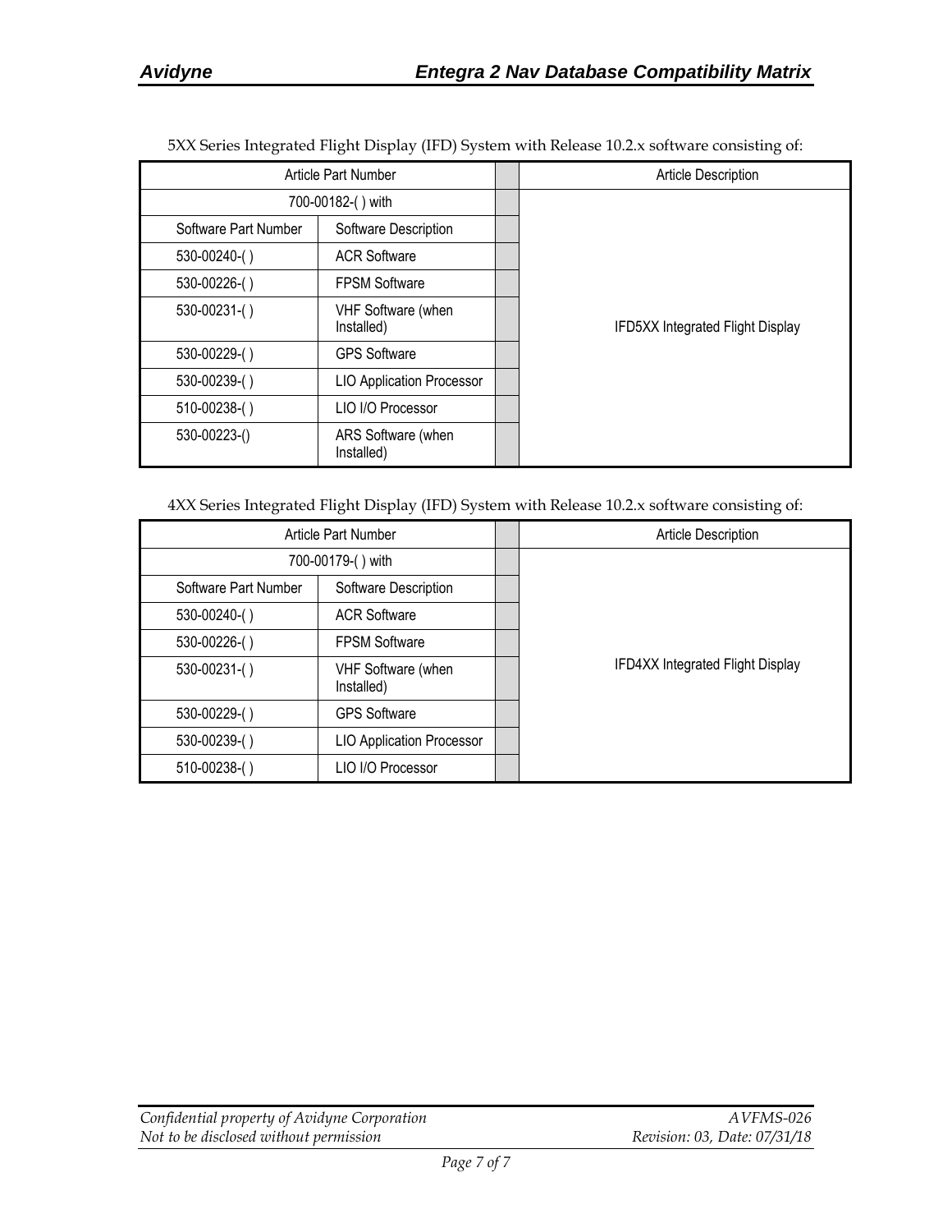5XX Series Integrated Flight Display (IFD) System with Release 10.2.x software consisting of:

| Article Part Number | | | Article Description |
|---|---|---|---|
| 700-00182-( ) with | | | IFD5XX Integrated Flight Display |
| Software Part Number | Software Description | | |
| 530-00240-( ) | ACR Software | | |
| 530-00226-( ) | FPSM Software | | |
| 530-00231-( ) | VHF Software (when Installed) | | |
| 530-00229-( ) | GPS Software | | |
| 530-00239-( ) | LIO Application Processor | | |
| 510-00238-( ) | LIO I/O Processor | | |
| 530-00223-() | ARS Software (when Installed) | | |

4XX Series Integrated Flight Display (IFD) System with Release 10.2.x software consisting of:

| Article Part Number | | | Article Description |
|---|---|---|---|
| 700-00179-( ) with | | | IFD4XX Integrated Flight Display |
| Software Part Number | Software Description | | |
| 530-00240-( ) | ACR Software | | |
| 530-00226-( ) | FPSM Software | | |
| 530-00231-( ) | VHF Software (when Installed) | | |
| 530-00229-( ) | GPS Software | | |
| 530-00239-( ) | LIO Application Processor | | |
| 510-00238-( ) | LIO I/O Processor | | |